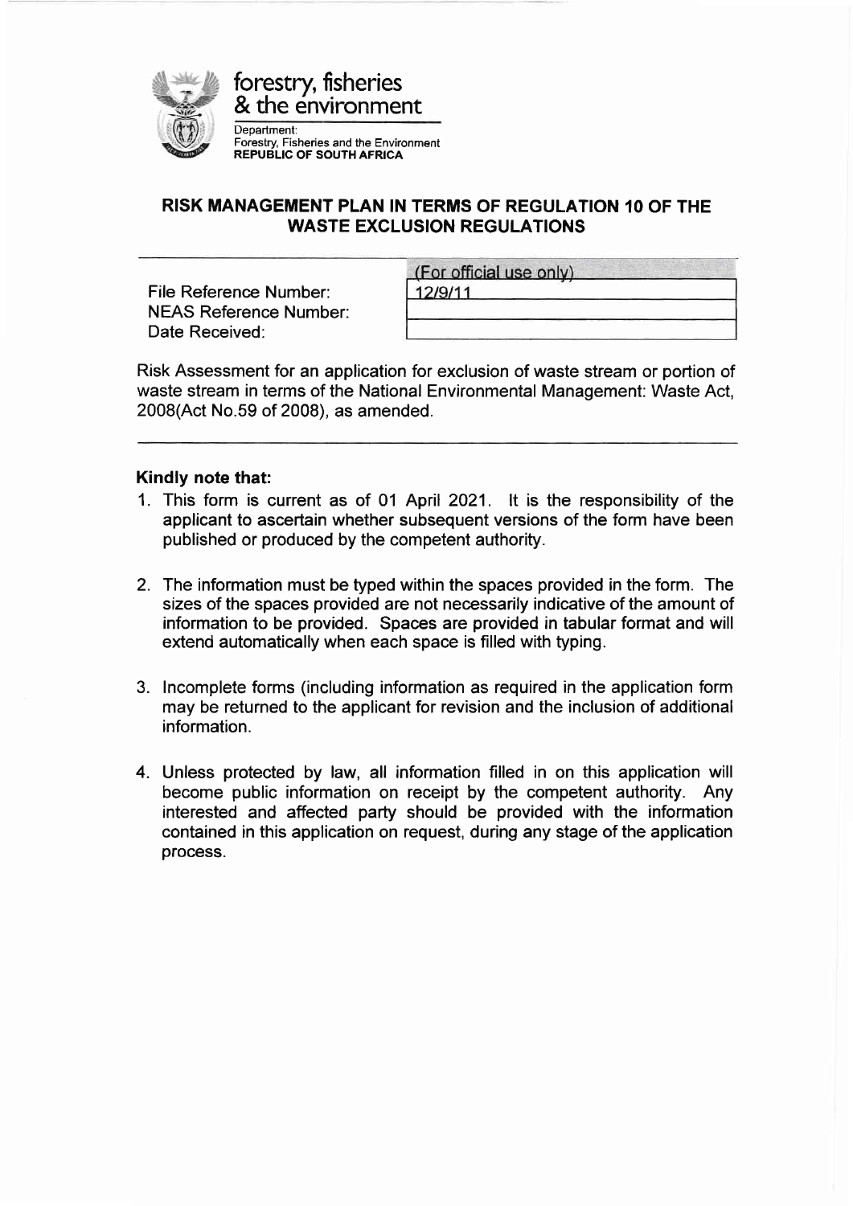forestry, fisheries
& the environment

Department:
Forestry, Fisheries and the Environment
**REPUBLIC OF SOUTH AFRICA**

## RISK MANAGEMENT PLAN IN TERMS OF REGULATION 10 OF THE WASTE EXCLUSION REGULATIONS

| | (For official use only) |
|---|---|
| File Reference Number: | 12/9/11 |
| NEAS Reference Number: | |
| Date Received: | |

Risk Assessment for an application for exclusion of waste stream or portion of waste stream in terms of the National Environmental Management: Waste Act, 2008(Act No.59 of 2008), as amended.

**Kindly note that:**

1. This form is current as of 01 April 2021. It is the responsibility of the applicant to ascertain whether subsequent versions of the form have been published or produced by the competent authority.

2. The information must be typed within the spaces provided in the form. The sizes of the spaces provided are not necessarily indicative of the amount of information to be provided. Spaces are provided in tabular format and will extend automatically when each space is filled with typing.

3. Incomplete forms (including information as required in the application form may be returned to the applicant for revision and the inclusion of additional information.

4. Unless protected by law, all information filled in on this application will become public information on receipt by the competent authority. Any interested and affected party should be provided with the information contained in this application on request, during any stage of the application process.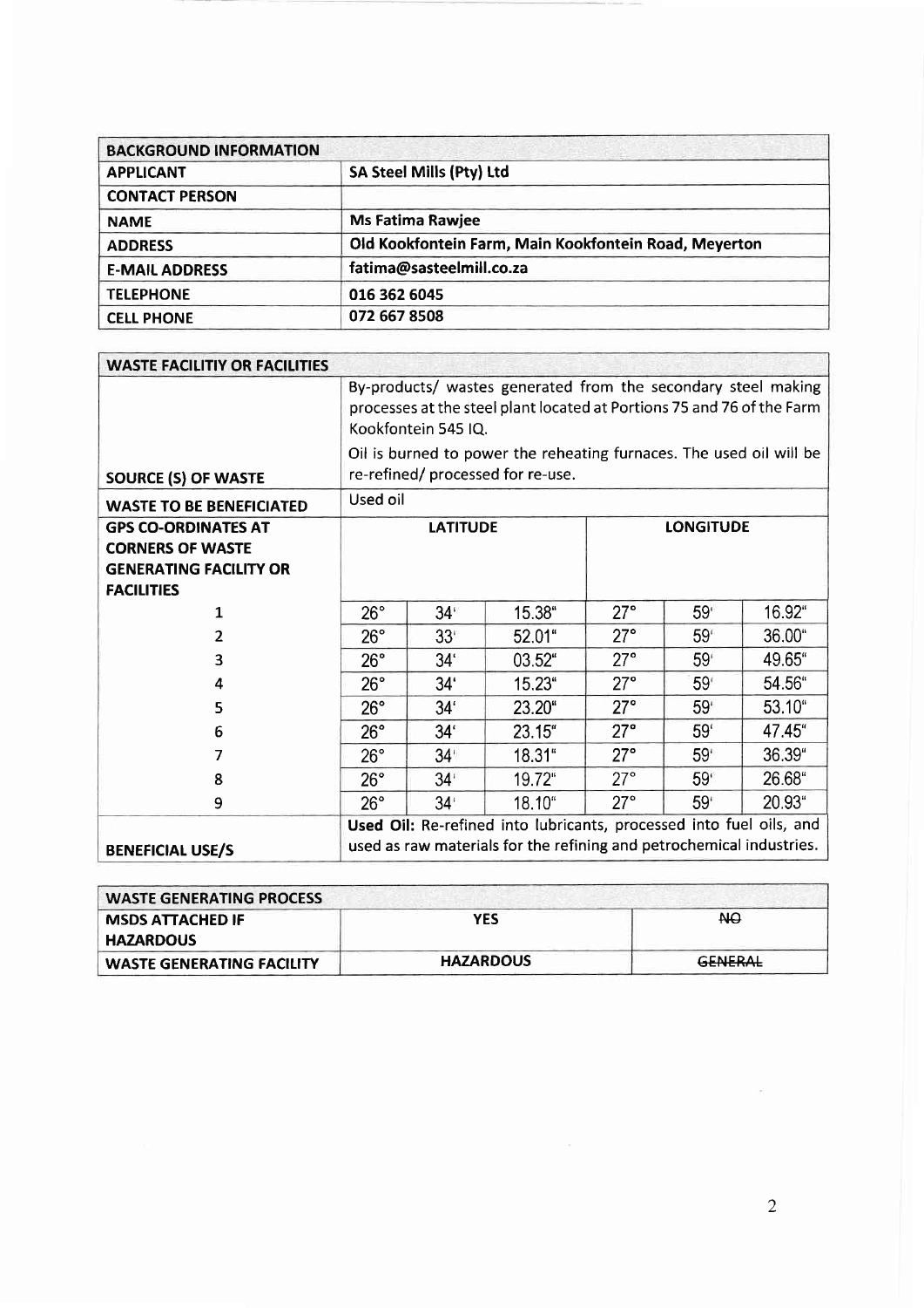| BACKGROUND INFORMATION | |
|---|---|
| **APPLICANT** | **SA Steel Mills (Pty) Ltd** |
| **CONTACT PERSON** | |
| **NAME** | **Ms Fatima Rawjee** |
| **ADDRESS** | **Old Kookfontein Farm, Main Kookfontein Road, Meyerton** |
| **E-MAIL ADDRESS** | **fatima@sasteelmill.co.za** |
| **TELEPHONE** | **016 362 6045** |
| **CELL PHONE** | **072 667 8508** |

| WASTE FACILITIY OR FACILITIES | | | | | | |
|---|---|---|---|---|---|---|
| **SOURCE (S) OF WASTE** | By-products/ wastes generated from the secondary steel making processes at the steel plant located at Portions 75 and 76 of the Farm Kookfontein 545 IQ.<br>Oil is burned to power the reheating furnaces. The used oil will be re-refined/ processed for re-use. | | | | | |
| **WASTE TO BE BENEFICIATED** | Used oil | | | | | |
| **GPS CO-ORDINATES AT CORNERS OF WASTE GENERATING FACILITY OR FACILITIES** | **LATITUDE** | | | **LONGITUDE** | | |
| 1 | 26° | 34' | 15.38" | 27° | 59' | 16.92" |
| 2 | 26° | 33' | 52.01" | 27° | 59' | 36.00" |
| 3 | 26° | 34' | 03.52" | 27° | 59' | 49.65" |
| 4 | 26° | 34' | 15.23" | 27° | 59' | 54.56" |
| 5 | 26° | 34' | 23.20" | 27° | 59' | 53.10" |
| 6 | 26° | 34' | 23.15" | 27° | 59' | 47.45" |
| 7 | 26° | 34' | 18.31" | 27° | 59' | 36.39" |
| 8 | 26° | 34' | 19.72" | 27° | 59' | 26.68" |
| 9 | 26° | 34' | 18.10" | 27° | 59' | 20.93" |
| **BENEFICIAL USE/S** | **Used Oil:** Re-refined into lubricants, processed into fuel oils, and used as raw materials for the refining and petrochemical industries. | | | | | |

| WASTE GENERATING PROCESS | | |
|---|---|---|
| **MSDS ATTACHED IF HAZARDOUS** | **YES** | ~~NO~~ |
| **WASTE GENERATING FACILITY** | **HAZARDOUS** | ~~GENERAL~~ |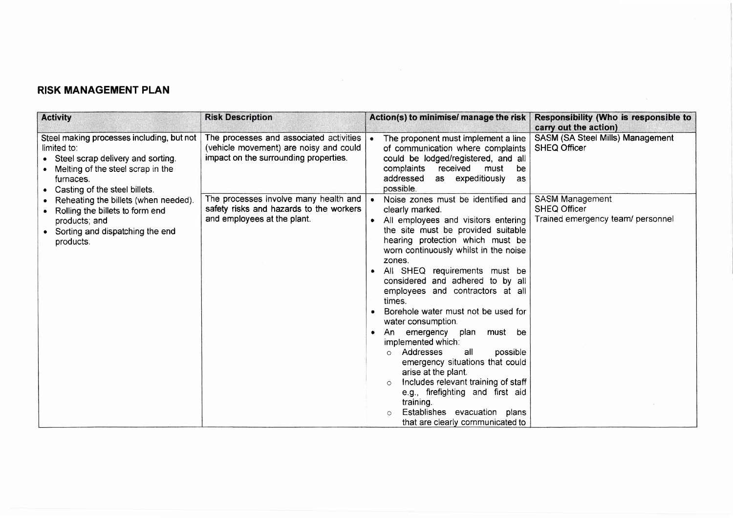## RISK MANAGEMENT PLAN

| Activity | Risk Description | Action(s) to minimise/ manage the risk | Responsibility (Who is responsible to carry out the action) |
|---|---|---|---|
| Steel making processes including, but not limited to:<br>• Steel scrap delivery and sorting.<br>• Melting of the steel scrap in the furnaces.<br>• Casting of the steel billets.<br>• Reheating the billets (when needed).<br>• Rolling the billets to form end products; and<br>• Sorting and dispatching the end products. | The processes and associated activities (vehicle movement) are noisy and could impact on the surrounding properties. | • The proponent must implement a line of communication where complaints could be lodged/registered, and all complaints received must be addressed as expeditiously as possible. | SASM (SA Steel Mills) Management<br>SHEQ Officer |
| | The processes involve many health and safety risks and hazards to the workers and employees at the plant. | • Noise zones must be identified and clearly marked.<br>• All employees and visitors entering the site must be provided suitable hearing protection which must be worn continuously whilst in the noise zones.<br>• All SHEQ requirements must be considered and adhered to by all employees and contractors at all times.<br>• Borehole water must not be used for water consumption.<br>• An emergency plan must be implemented which:<br>&nbsp;&nbsp;○ Addresses all possible emergency situations that could arise at the plant.<br>&nbsp;&nbsp;○ Includes relevant training of staff e.g., firefighting and first aid training.<br>&nbsp;&nbsp;○ Establishes evacuation plans that are clearly communicated to | SASM Management<br>SHEQ Officer<br>Trained emergency team/ personnel |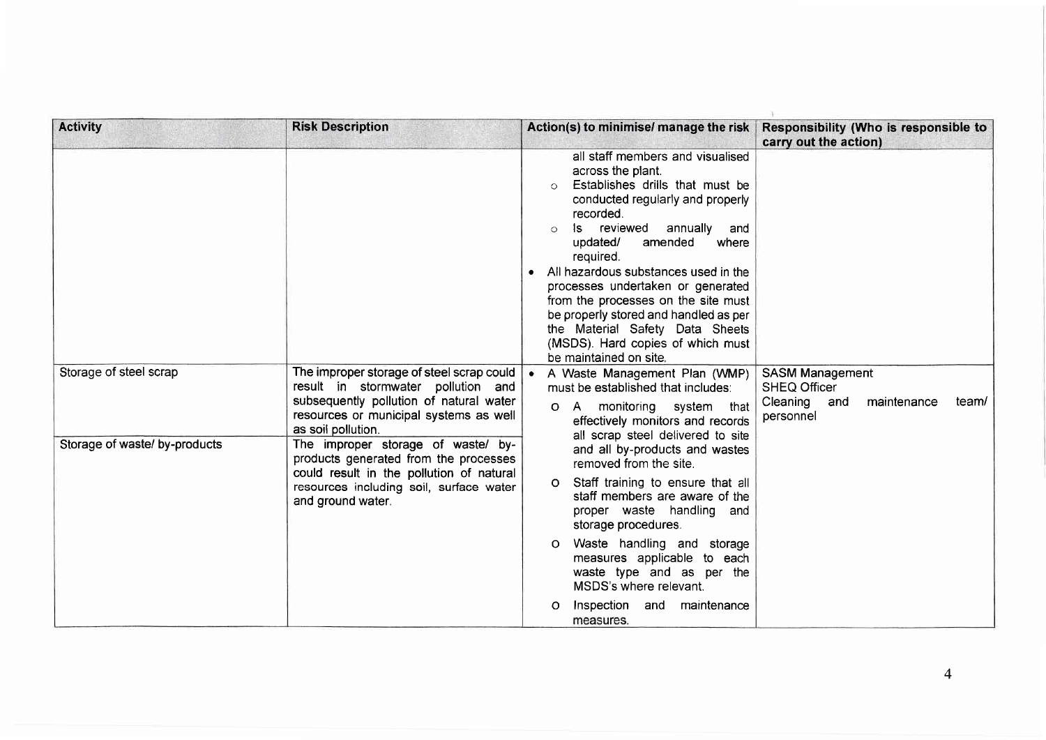| Activity | Risk Description | Action(s) to minimise/ manage the risk | Responsibility (Who is responsible to carry out the action) |
|---|---|---|---|
| | | all staff members and visualised across the plant.<br>o Establishes drills that must be conducted regularly and properly recorded.<br>o Is reviewed annually and updated/ amended where required.<br>• All hazardous substances used in the processes undertaken or generated from the processes on the site must be properly stored and handled as per the Material Safety Data Sheets (MSDS). Hard copies of which must be maintained on site. | |
| Storage of steel scrap | The improper storage of steel scrap could result in stormwater pollution and subsequently pollution of natural water resources or municipal systems as well as soil pollution. | • A Waste Management Plan (WMP) must be established that includes:<br>o A monitoring system that effectively monitors and records all scrap steel delivered to site and all by-products and wastes removed from the site.<br>o Staff training to ensure that all staff members are aware of the proper waste handling and storage procedures.<br>o Waste handling and storage measures applicable to each waste type and as per the MSDS's where relevant.<br>o Inspection and maintenance measures. | SASM Management<br>SHEQ Officer<br>Cleaning and maintenance team/ personnel |
| Storage of waste/ by-products | The improper storage of waste/ by-products generated from the processes could result in the pollution of natural resources including soil, surface water and ground water. | | |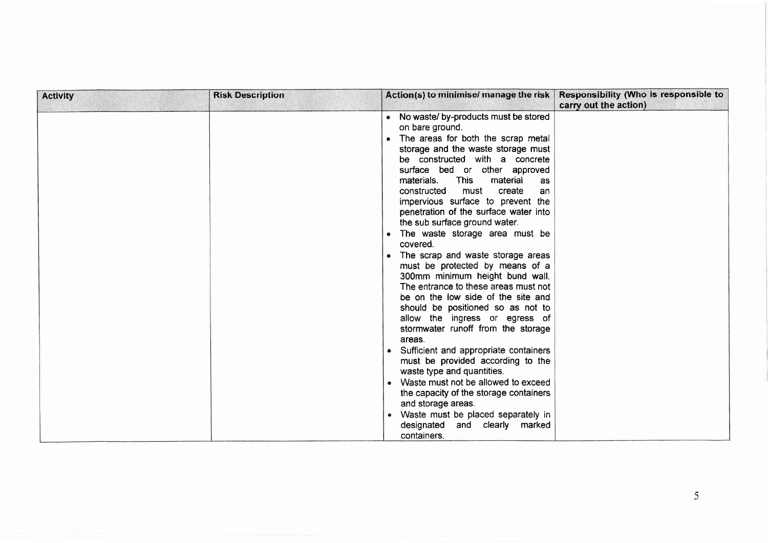| Activity | Risk Description | Action(s) to minimise/ manage the risk | Responsibility (Who is responsible to carry out the action) |
|---|---|---|---|
| | | • No waste/ by-products must be stored on bare ground.<br>• The areas for both the scrap metal storage and the waste storage must be constructed with a concrete surface bed or other approved materials. This material as constructed must create an impervious surface to prevent the penetration of the surface water into the sub surface ground water.<br>• The waste storage area must be covered.<br>• The scrap and waste storage areas must be protected by means of a 300mm minimum height bund wall. The entrance to these areas must not be on the low side of the site and should be positioned so as not to allow the ingress or egress of stormwater runoff from the storage areas.<br>• Sufficient and appropriate containers must be provided according to the waste type and quantities.<br>• Waste must not be allowed to exceed the capacity of the storage containers and storage areas.<br>• Waste must be placed separately in designated and clearly marked containers. | |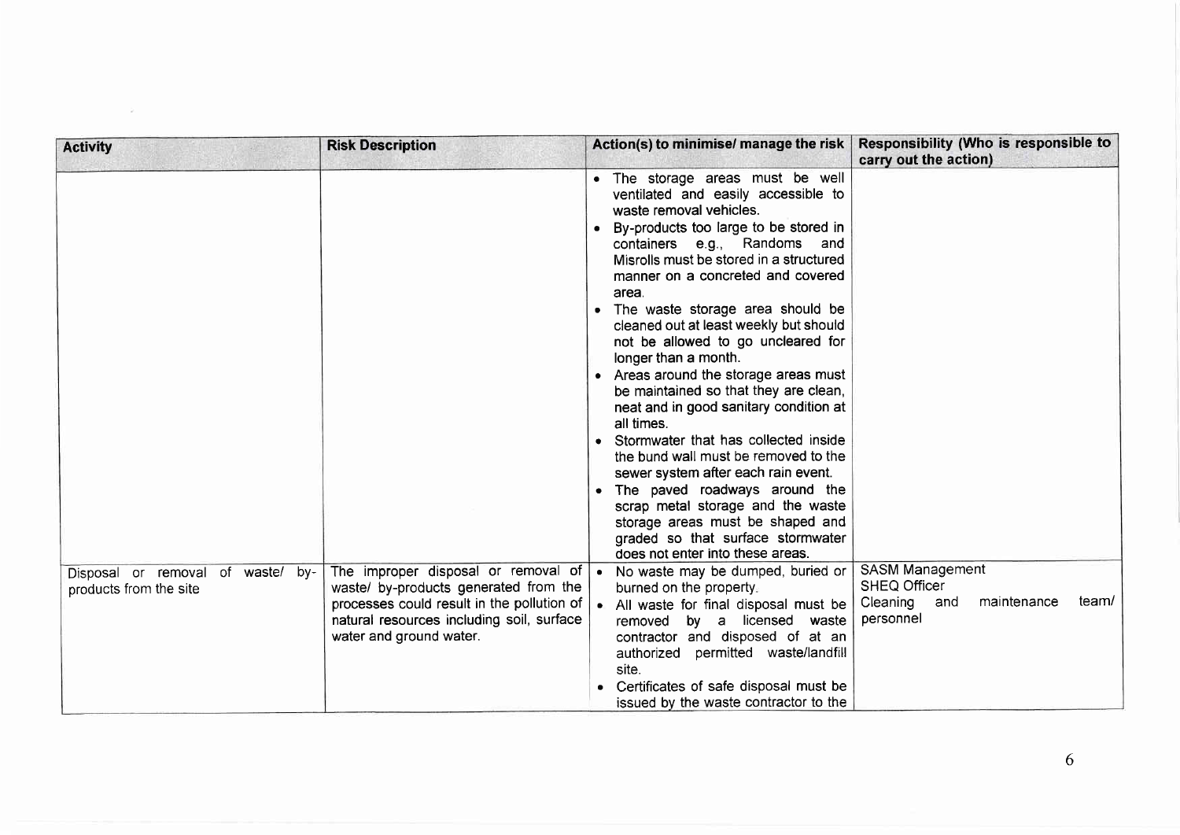| Activity | Risk Description | Action(s) to minimise/ manage the risk | Responsibility (Who is responsible to carry out the action) |
| --- | --- | --- | --- |
| | | • The storage areas must be well ventilated and easily accessible to waste removal vehicles.<br>• By-products too large to be stored in containers e.g., Randoms and Misrolls must be stored in a structured manner on a concreted and covered area.<br>• The waste storage area should be cleaned out at least weekly but should not be allowed to go uncleared for longer than a month.<br>• Areas around the storage areas must be maintained so that they are clean, neat and in good sanitary condition at all times.<br>• Stormwater that has collected inside the bund wall must be removed to the sewer system after each rain event.<br>• The paved roadways around the scrap metal storage and the waste storage areas must be shaped and graded so that surface stormwater does not enter into these areas. | |
| Disposal or removal of waste/ by-products from the site | The improper disposal or removal of waste/ by-products generated from the processes could result in the pollution of natural resources including soil, surface water and ground water. | • No waste may be dumped, buried or burned on the property.<br>• All waste for final disposal must be removed by a licensed waste contractor and disposed of at an authorized permitted waste/landfill site.<br>• Certificates of safe disposal must be issued by the waste contractor to the | SASM Management<br>SHEQ Officer<br>Cleaning and maintenance team/ personnel |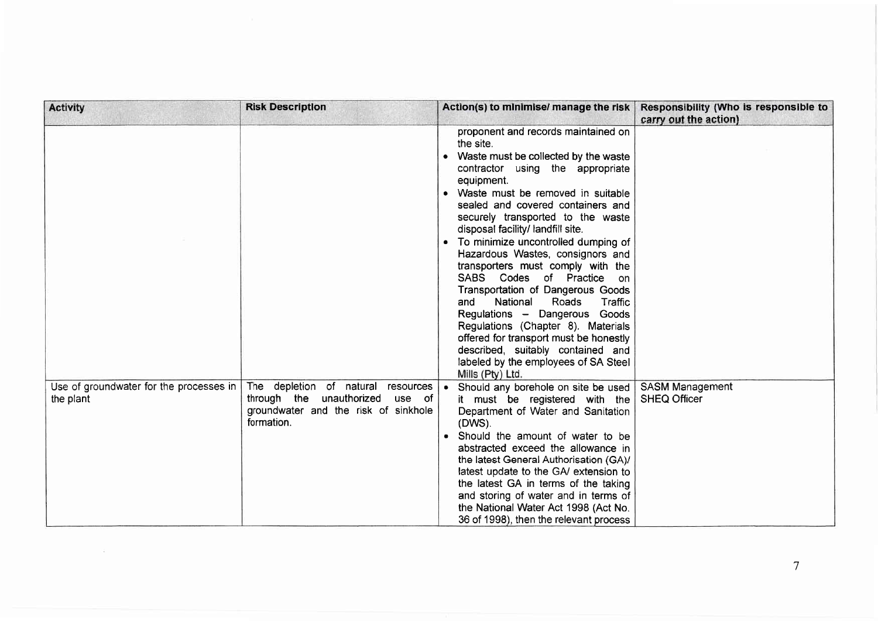| Activity | Risk Description | Action(s) to minimise/ manage the risk | Responsibility (Who is responsible to carry out the action) |
|---|---|---|---|
| | | proponent and records maintained on the site.<br>• Waste must be collected by the waste contractor using the appropriate equipment.<br>• Waste must be removed in suitable sealed and covered containers and securely transported to the waste disposal facility/ landfill site.<br>• To minimize uncontrolled dumping of Hazardous Wastes, consignors and transporters must comply with the SABS Codes of Practice on Transportation of Dangerous Goods and National Roads Traffic Regulations – Dangerous Goods Regulations (Chapter 8). Materials offered for transport must be honestly described, suitably contained and labeled by the employees of SA Steel Mills (Pty) Ltd. | |
| Use of groundwater for the processes in the plant | The depletion of natural resources through the unauthorized use of groundwater and the risk of sinkhole formation. | • Should any borehole on site be used it must be registered with the Department of Water and Sanitation (DWS).<br>• Should the amount of water to be abstracted exceed the allowance in the latest General Authorisation (GA)/ latest update to the GA/ extension to the latest GA in terms of the taking and storing of water and in terms of the National Water Act 1998 (Act No. 36 of 1998), then the relevant process | SASM Management<br>SHEQ Officer |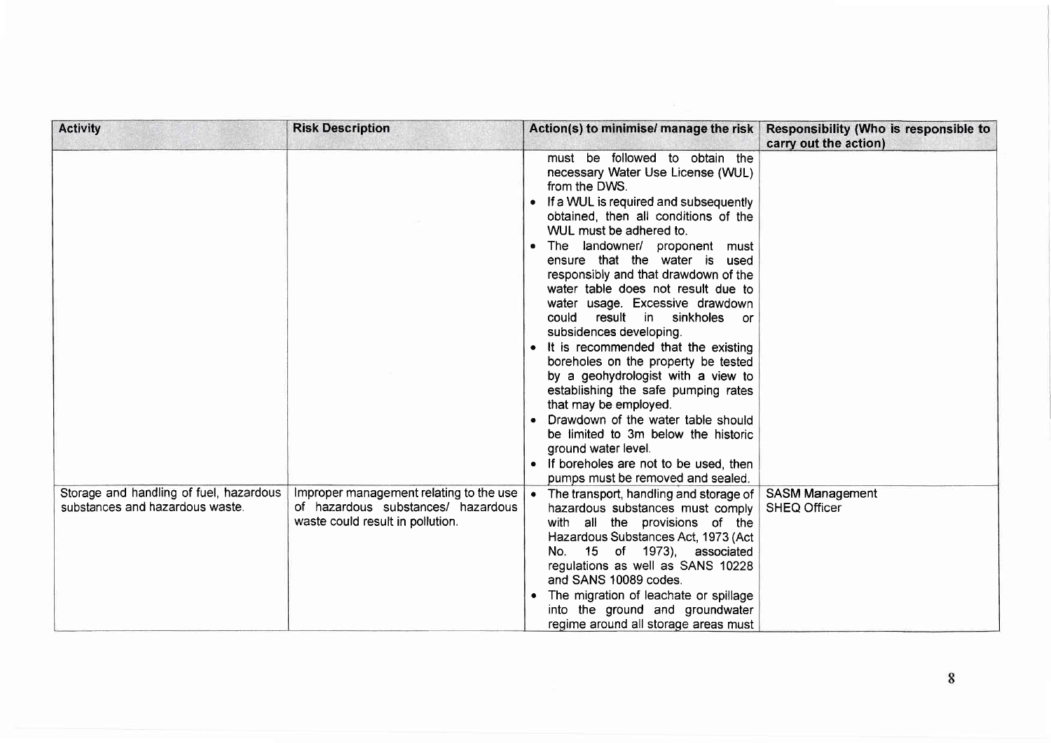| Activity | Risk Description | Action(s) to minimise/ manage the risk | Responsibility (Who is responsible to carry out the action) |
|---|---|---|---|
| | | must be followed to obtain the necessary Water Use License (WUL) from the DWS.<br>• If a WUL is required and subsequently obtained, then all conditions of the WUL must be adhered to.<br>• The landowner/ proponent must ensure that the water is used responsibly and that drawdown of the water table does not result due to water usage. Excessive drawdown could result in sinkholes or subsidences developing.<br>• It is recommended that the existing boreholes on the property be tested by a geohydrologist with a view to establishing the safe pumping rates that may be employed.<br>• Drawdown of the water table should be limited to 3m below the historic ground water level.<br>• If boreholes are not to be used, then pumps must be removed and sealed. | |
| Storage and handling of fuel, hazardous substances and hazardous waste. | Improper management relating to the use of hazardous substances/ hazardous waste could result in pollution. | • The transport, handling and storage of hazardous substances must comply with all the provisions of the Hazardous Substances Act, 1973 (Act No. 15 of 1973), associated regulations as well as SANS 10228 and SANS 10089 codes.<br>• The migration of leachate or spillage into the ground and groundwater regime around all storage areas must | SASM Management<br>SHEQ Officer |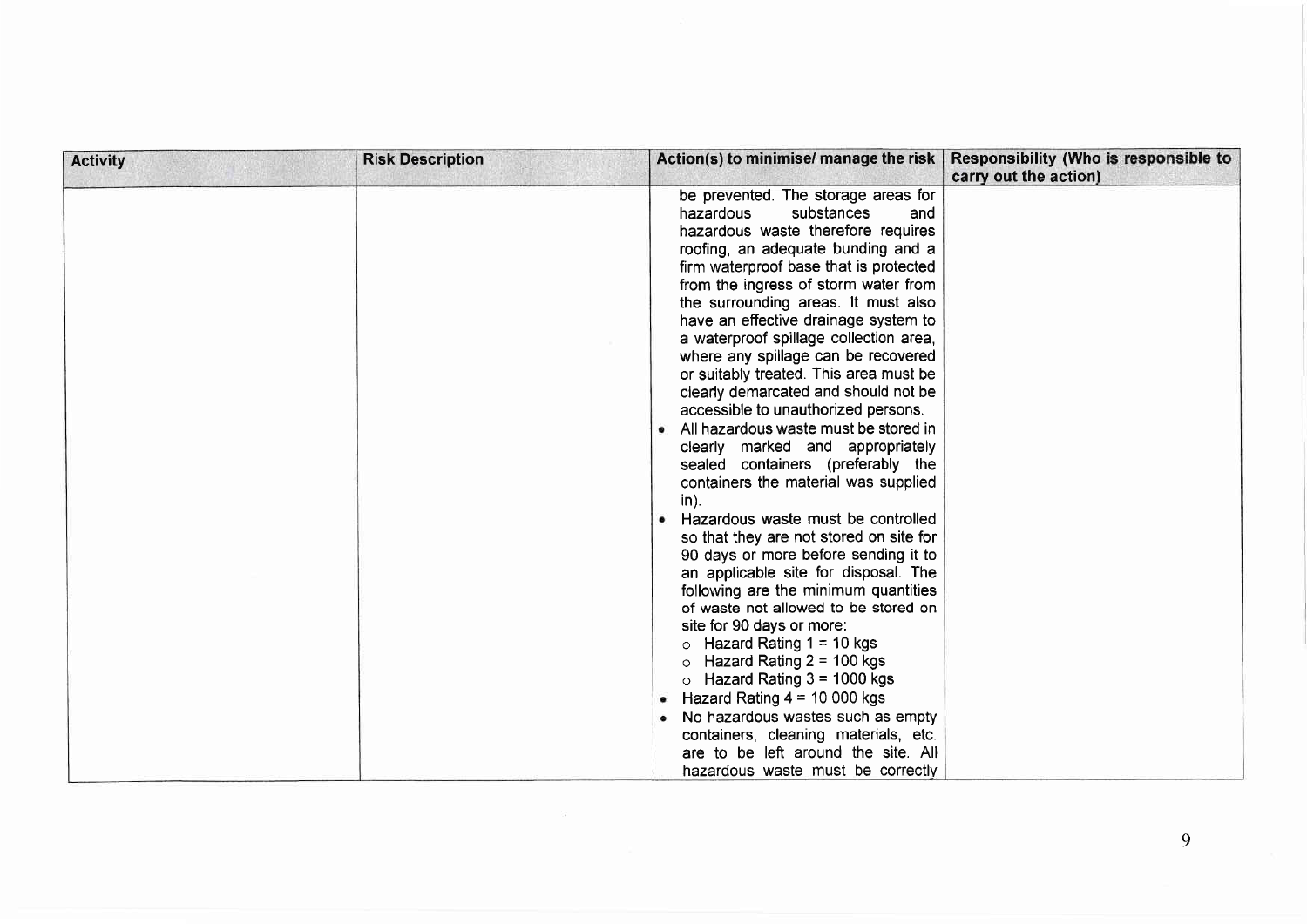| Activity | Risk Description | Action(s) to minimise/ manage the risk | Responsibility (Who is responsible to carry out the action) |
| --- | --- | --- | --- |
| | | be prevented. The storage areas for hazardous substances and hazardous waste therefore requires roofing, an adequate bunding and a firm waterproof base that is protected from the ingress of storm water from the surrounding areas. It must also have an effective drainage system to a waterproof spillage collection area, where any spillage can be recovered or suitably treated. This area must be clearly demarcated and should not be accessible to unauthorized persons.<br>• All hazardous waste must be stored in clearly marked and appropriately sealed containers (preferably the containers the material was supplied in).<br>• Hazardous waste must be controlled so that they are not stored on site for 90 days or more before sending it to an applicable site for disposal. The following are the minimum quantities of waste not allowed to be stored on site for 90 days or more:<br>  ○ Hazard Rating 1 = 10 kgs<br>  ○ Hazard Rating 2 = 100 kgs<br>  ○ Hazard Rating 3 = 1000 kgs<br>• Hazard Rating 4 = 10 000 kgs<br>• No hazardous wastes such as empty containers, cleaning materials, etc. are to be left around the site. All hazardous waste must be correctly | |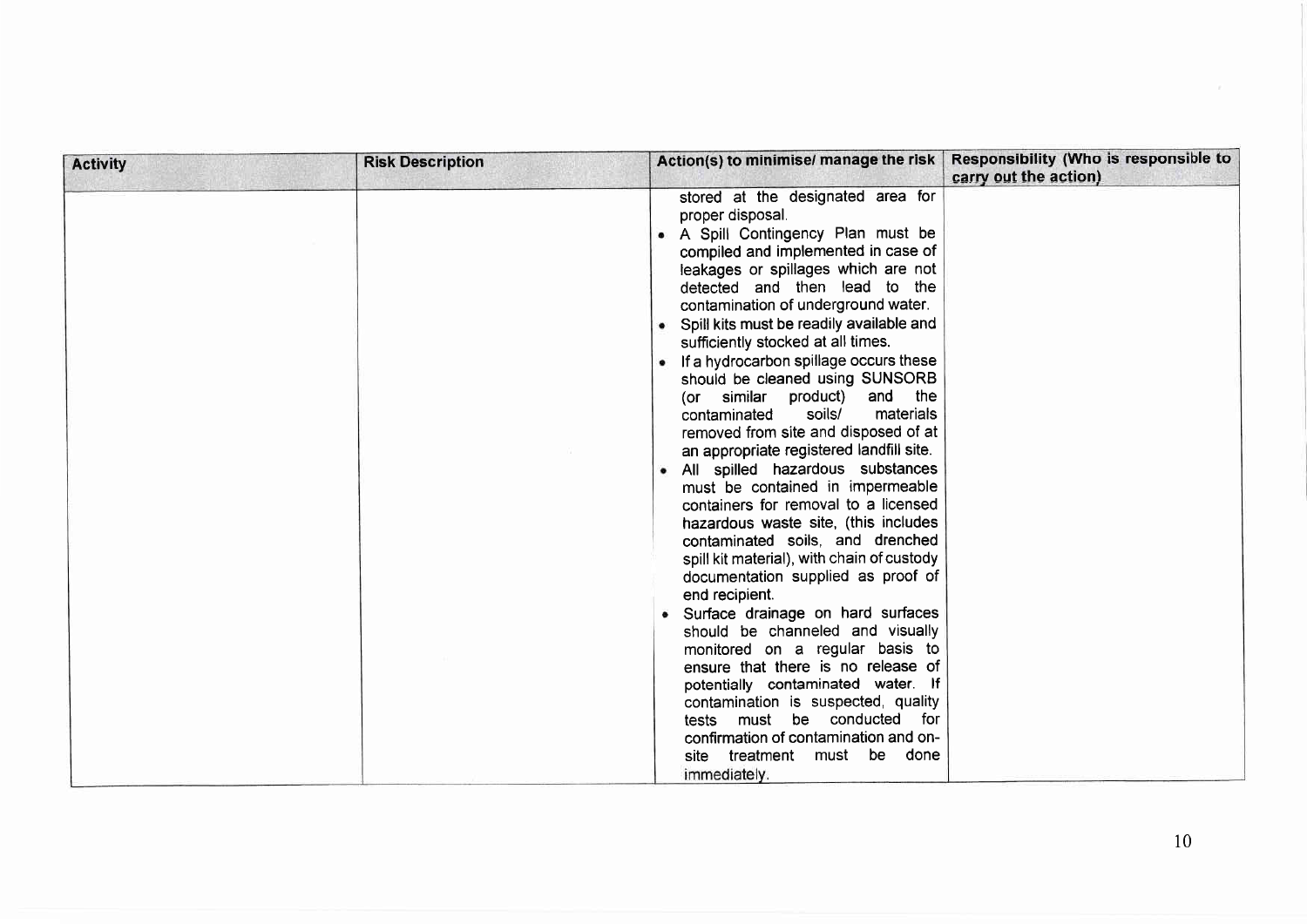| Activity | Risk Description | Action(s) to minimise/ manage the risk | Responsibility (Who is responsible to carry out the action) |
|---|---|---|---|
| | | stored at the designated area for proper disposal.<br>• A Spill Contingency Plan must be compiled and implemented in case of leakages or spillages which are not detected and then lead to the contamination of underground water.<br>• Spill kits must be readily available and sufficiently stocked at all times.<br>• If a hydrocarbon spillage occurs these should be cleaned using SUNSORB (or similar product) and the contaminated soils/ materials removed from site and disposed of at an appropriate registered landfill site.<br>• All spilled hazardous substances must be contained in impermeable containers for removal to a licensed hazardous waste site, (this includes contaminated soils, and drenched spill kit material), with chain of custody documentation supplied as proof of end recipient.<br>• Surface drainage on hard surfaces should be channeled and visually monitored on a regular basis to ensure that there is no release of potentially contaminated water. If contamination is suspected, quality tests must be conducted for confirmation of contamination and on-site treatment must be done immediately. | |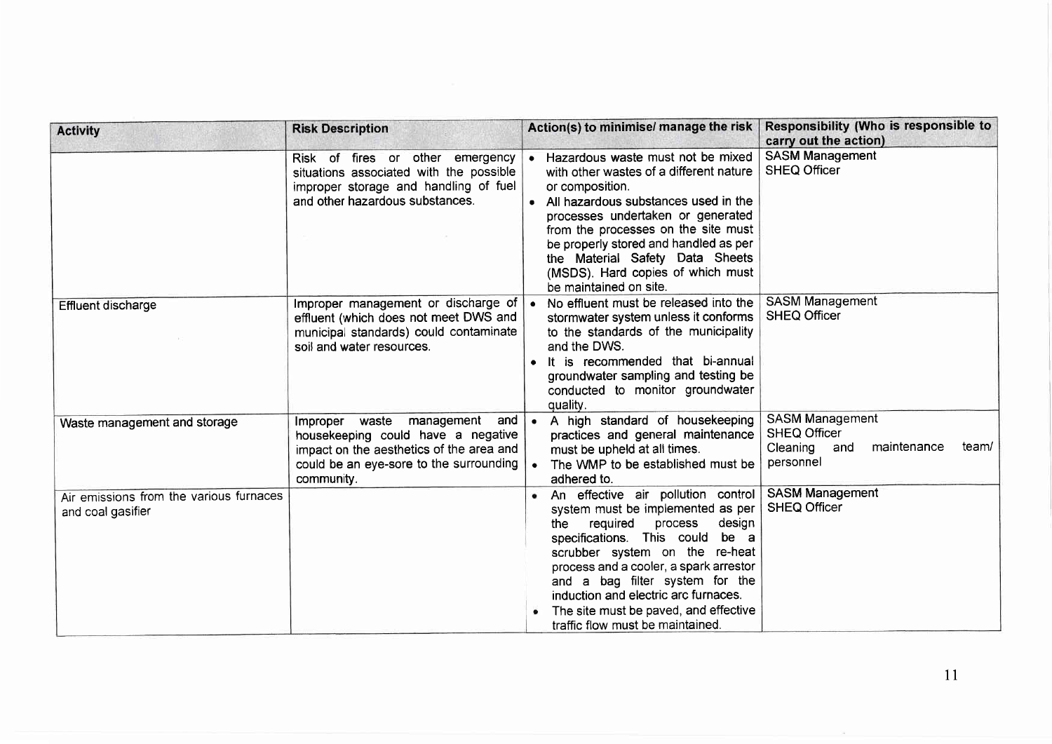| Activity | Risk Description | Action(s) to minimise/ manage the risk | Responsibility (Who is responsible to carry out the action) |
|---|---|---|---|
| | Risk of fires or other emergency situations associated with the possible improper storage and handling of fuel and other hazardous substances. | • Hazardous waste must not be mixed with other wastes of a different nature or composition.<br>• All hazardous substances used in the processes undertaken or generated from the processes on the site must be properly stored and handled as per the Material Safety Data Sheets (MSDS). Hard copies of which must be maintained on site. | SASM Management<br>SHEQ Officer |
| Effluent discharge | Improper management or discharge of effluent (which does not meet DWS and municipal standards) could contaminate soil and water resources. | • No effluent must be released into the stormwater system unless it conforms to the standards of the municipality and the DWS.<br>• It is recommended that bi-annual groundwater sampling and testing be conducted to monitor groundwater quality. | SASM Management<br>SHEQ Officer |
| Waste management and storage | Improper waste management and housekeeping could have a negative impact on the aesthetics of the area and could be an eye-sore to the surrounding community. | • A high standard of housekeeping practices and general maintenance must be upheld at all times.<br>• The WMP to be established must be adhered to. | SASM Management<br>SHEQ Officer<br>Cleaning and maintenance team/ personnel |
| Air emissions from the various furnaces and coal gasifier | | • An effective air pollution control system must be implemented as per the required process design specifications. This could be a scrubber system on the re-heat process and a cooler, a spark arrestor and a bag filter system for the induction and electric arc furnaces.<br>• The site must be paved, and effective traffic flow must be maintained. | SASM Management<br>SHEQ Officer |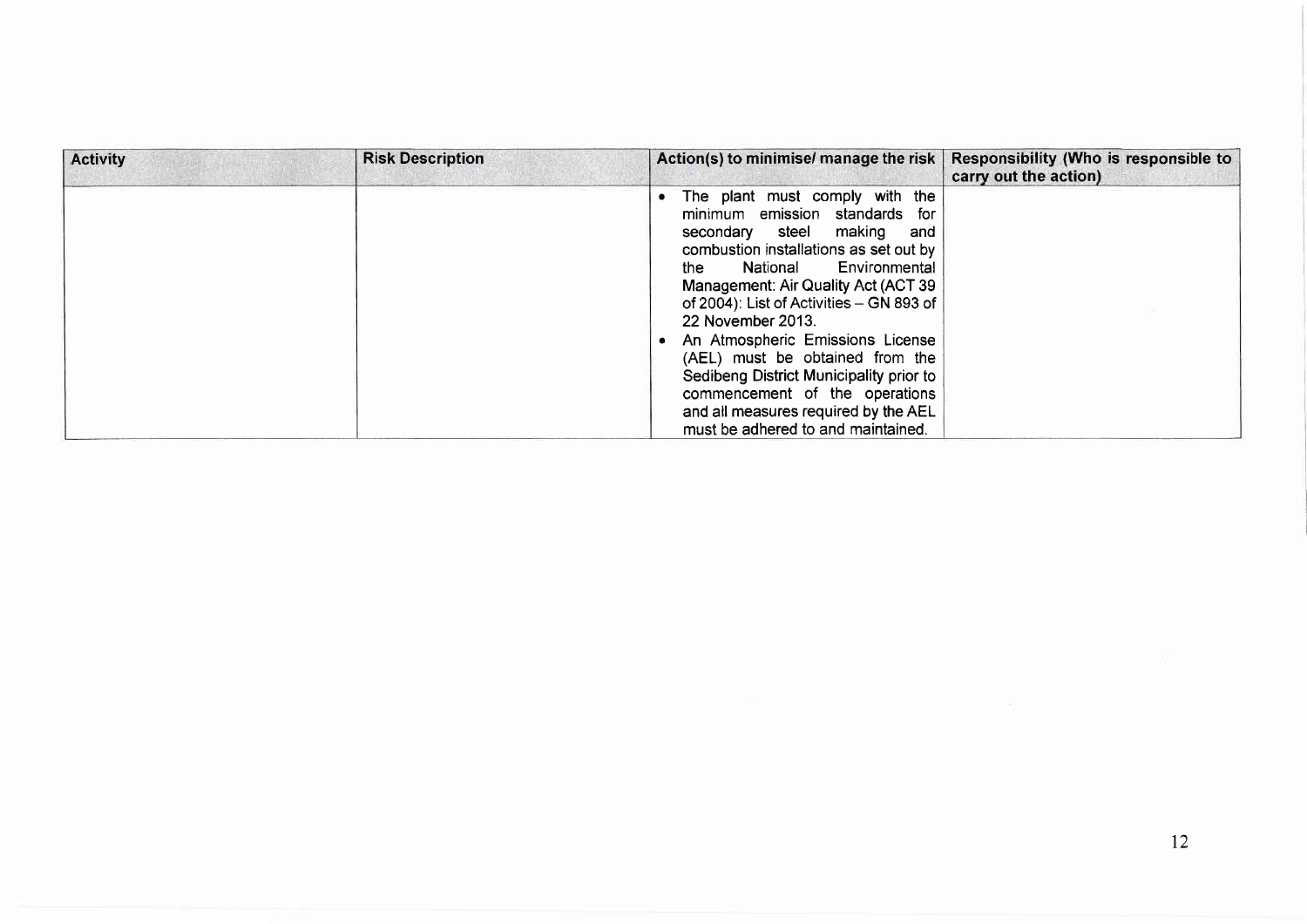| Activity | Risk Description | Action(s) to minimise/ manage the risk | Responsibility (Who is responsible to carry out the action) |
| --- | --- | --- | --- |
| | | • The plant must comply with the minimum emission standards for secondary steel making and combustion installations as set out by the National Environmental Management: Air Quality Act (ACT 39 of 2004): List of Activities – GN 893 of 22 November 2013.<br>• An Atmospheric Emissions License (AEL) must be obtained from the Sedibeng District Municipality prior to commencement of the operations and all measures required by the AEL must be adhered to and maintained. | |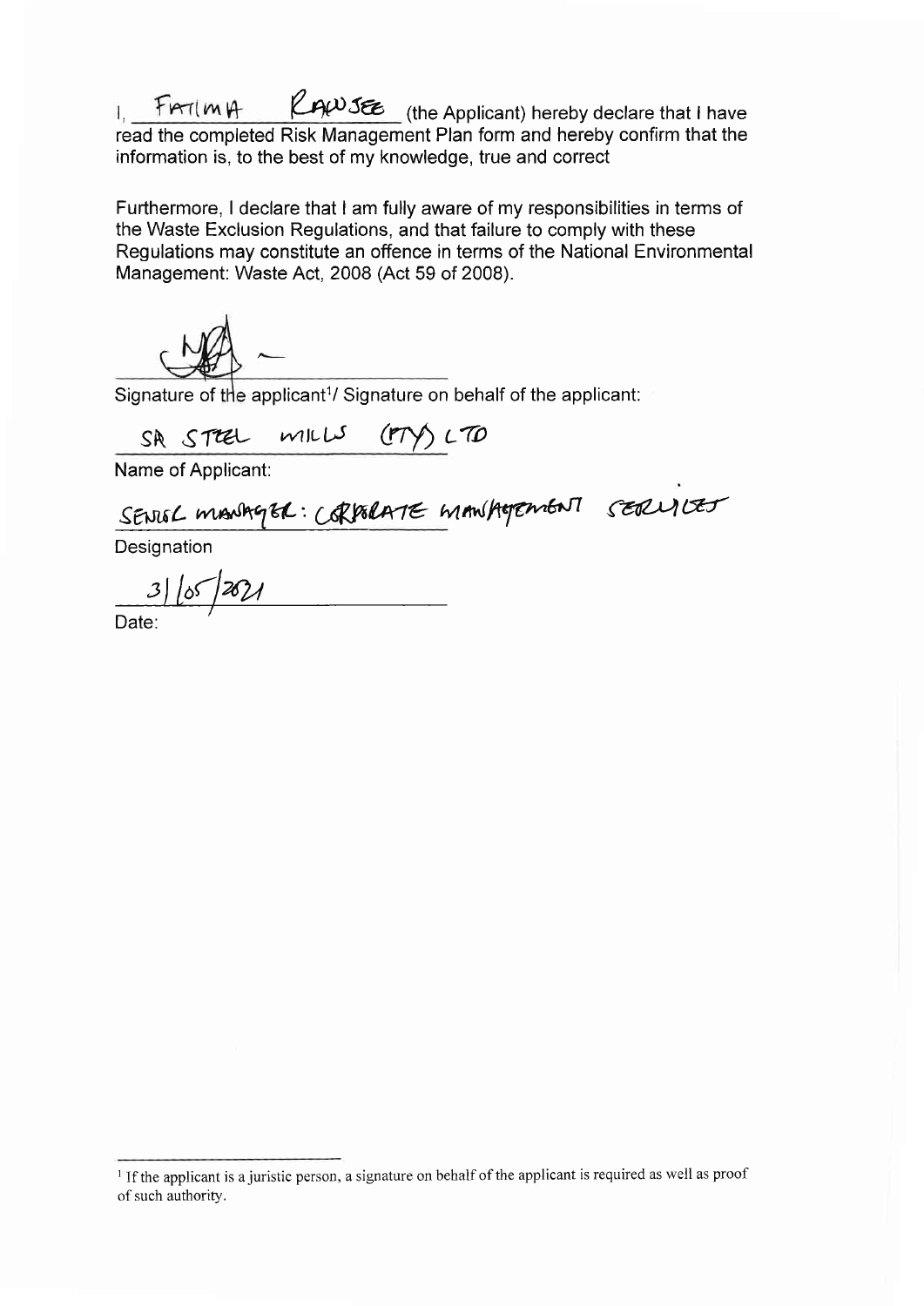I, FATIMA RAWJEE (the Applicant) hereby declare that I have read the completed Risk Management Plan form and hereby confirm that the information is, to the best of my knowledge, true and correct

Furthermore, I declare that I am fully aware of my responsibilities in terms of the Waste Exclusion Regulations, and that failure to comply with these Regulations may constitute an offence in terms of the National Environmental Management: Waste Act, 2008 (Act 59 of 2008).

Signature of the applicant[1]/ Signature on behalf of the applicant:

SA STEEL MILLS (PTY) LTD

Name of Applicant:

SENIOR MANAGER: CORPORATE MANAGEMENT SERVICES

Designation

31/05/2021

Date:

[1] If the applicant is a juristic person, a signature on behalf of the applicant is required as well as proof of such authority.